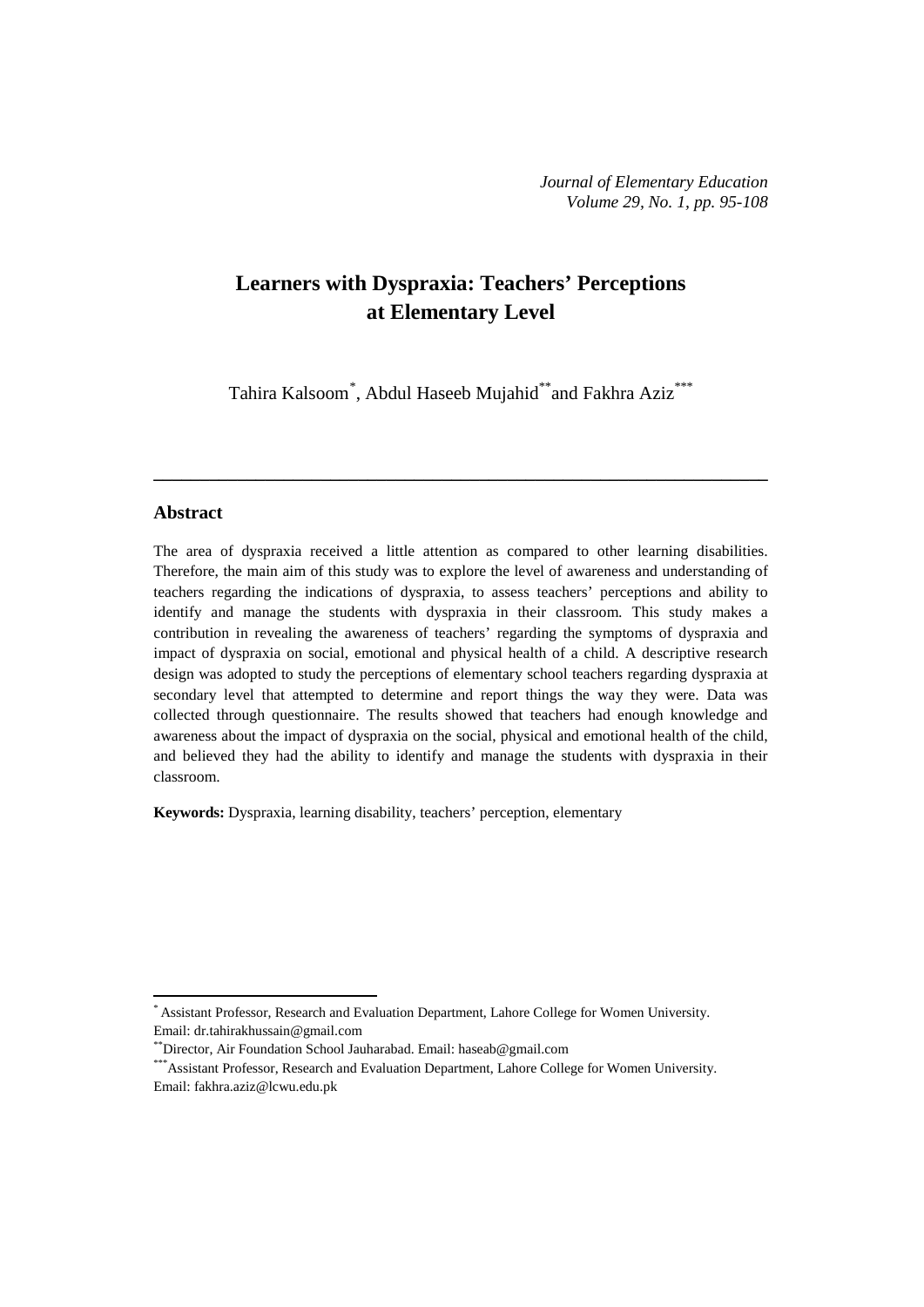# Learners with Dyspraxia: Teachers' Perceptions at Elementary Level

Tahira Kalsoom[*], Abdul Haseeb Mujahid[**] and Fakhra Aziz[***]

---

## Abstract

The area of dyspraxia received a little attention as compared to other learning disabilities. Therefore, the main aim of this study was to explore the level of awareness and understanding of teachers regarding the indications of dyspraxia, to assess teachers' perceptions and ability to identify and manage the students with dyspraxia in their classroom. This study makes a contribution in revealing the awareness of teachers' regarding the symptoms of dyspraxia and impact of dyspraxia on social, emotional and physical health of a child. A descriptive research design was adopted to study the perceptions of elementary school teachers regarding dyspraxia at secondary level that attempted to determine and report things the way they were. Data was collected through questionnaire. The results showed that teachers had enough knowledge and awareness about the impact of dyspraxia on the social, physical and emotional health of the child, and believed they had the ability to identify and manage the students with dyspraxia in their classroom.

**Keywords:** Dyspraxia, learning disability, teachers' perception, elementary

---

[*] Assistant Professor, Research and Evaluation Department, Lahore College for Women University. Email: dr.tahirakhussain@gmail.com

[**] Director, Air Foundation School Jauharabad. Email: haseab@gmail.com

[***] Assistant Professor, Research and Evaluation Department, Lahore College for Women University. Email: fakhra.aziz@lcwu.edu.pk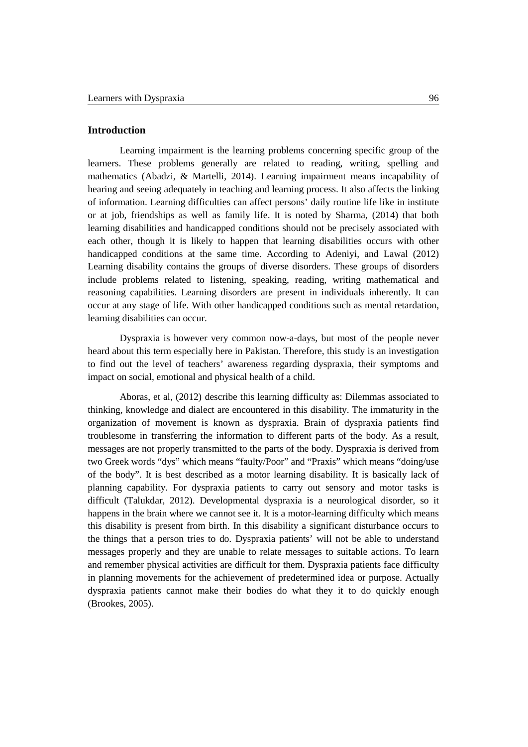## Introduction

Learning impairment is the learning problems concerning specific group of the learners. These problems generally are related to reading, writing, spelling and mathematics (Abadzi, & Martelli, 2014). Learning impairment means incapability of hearing and seeing adequately in teaching and learning process. It also affects the linking of information. Learning difficulties can affect persons' daily routine life like in institute or at job, friendships as well as family life. It is noted by Sharma, (2014) that both learning disabilities and handicapped conditions should not be precisely associated with each other, though it is likely to happen that learning disabilities occurs with other handicapped conditions at the same time. According to Adeniyi, and Lawal (2012) Learning disability contains the groups of diverse disorders. These groups of disorders include problems related to listening, speaking, reading, writing mathematical and reasoning capabilities. Learning disorders are present in individuals inherently. It can occur at any stage of life. With other handicapped conditions such as mental retardation, learning disabilities can occur.

Dyspraxia is however very common now-a-days, but most of the people never heard about this term especially here in Pakistan. Therefore, this study is an investigation to find out the level of teachers' awareness regarding dyspraxia, their symptoms and impact on social, emotional and physical health of a child.

Aboras, et al, (2012) describe this learning difficulty as: Dilemmas associated to thinking, knowledge and dialect are encountered in this disability. The immaturity in the organization of movement is known as dyspraxia. Brain of dyspraxia patients find troublesome in transferring the information to different parts of the body. As a result, messages are not properly transmitted to the parts of the body. Dyspraxia is derived from two Greek words "dys" which means "faulty/Poor" and "Praxis" which means "doing/use of the body". It is best described as a motor learning disability. It is basically lack of planning capability. For dyspraxia patients to carry out sensory and motor tasks is difficult (Talukdar, 2012). Developmental dyspraxia is a neurological disorder, so it happens in the brain where we cannot see it. It is a motor-learning difficulty which means this disability is present from birth. In this disability a significant disturbance occurs to the things that a person tries to do. Dyspraxia patients' will not be able to understand messages properly and they are unable to relate messages to suitable actions. To learn and remember physical activities are difficult for them. Dyspraxia patients face difficulty in planning movements for the achievement of predetermined idea or purpose. Actually dyspraxia patients cannot make their bodies do what they it to do quickly enough (Brookes, 2005).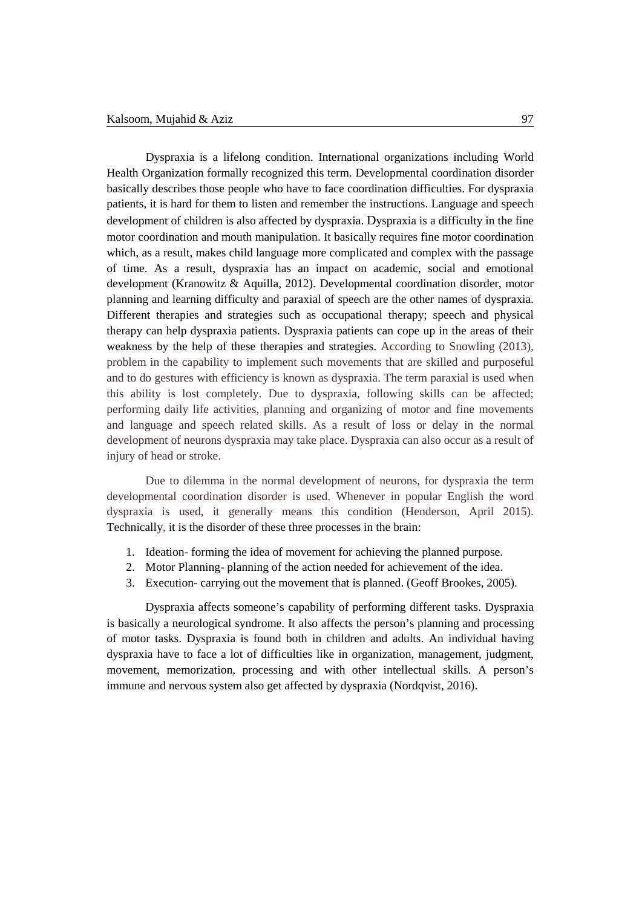Dyspraxia is a lifelong condition. International organizations including World Health Organization formally recognized this term. Developmental coordination disorder basically describes those people who have to face coordination difficulties. For dyspraxia patients, it is hard for them to listen and remember the instructions. Language and speech development of children is also affected by dyspraxia. Dyspraxia is a difficulty in the fine motor coordination and mouth manipulation. It basically requires fine motor coordination which, as a result, makes child language more complicated and complex with the passage of time. As a result, dyspraxia has an impact on academic, social and emotional development (Kranowitz & Aquilla, 2012). Developmental coordination disorder, motor planning and learning difficulty and paraxial of speech are the other names of dyspraxia. Different therapies and strategies such as occupational therapy; speech and physical therapy can help dyspraxia patients. Dyspraxia patients can cope up in the areas of their weakness by the help of these therapies and strategies. According to Snowling (2013), problem in the capability to implement such movements that are skilled and purposeful and to do gestures with efficiency is known as dyspraxia. The term paraxial is used when this ability is lost completely. Due to dyspraxia, following skills can be affected; performing daily life activities, planning and organizing of motor and fine movements and language and speech related skills. As a result of loss or delay in the normal development of neurons dyspraxia may take place. Dyspraxia can also occur as a result of injury of head or stroke.

Due to dilemma in the normal development of neurons, for dyspraxia the term developmental coordination disorder is used. Whenever in popular English the word dyspraxia is used, it generally means this condition (Henderson, April 2015). Technically, it is the disorder of these three processes in the brain:

1. Ideation- forming the idea of movement for achieving the planned purpose.
2. Motor Planning- planning of the action needed for achievement of the idea.
3. Execution- carrying out the movement that is planned. (Geoff Brookes, 2005).

Dyspraxia affects someone's capability of performing different tasks. Dyspraxia is basically a neurological syndrome. It also affects the person's planning and processing of motor tasks. Dyspraxia is found both in children and adults. An individual having dyspraxia have to face a lot of difficulties like in organization, management, judgment, movement, memorization, processing and with other intellectual skills. A person's immune and nervous system also get affected by dyspraxia (Nordqvist, 2016).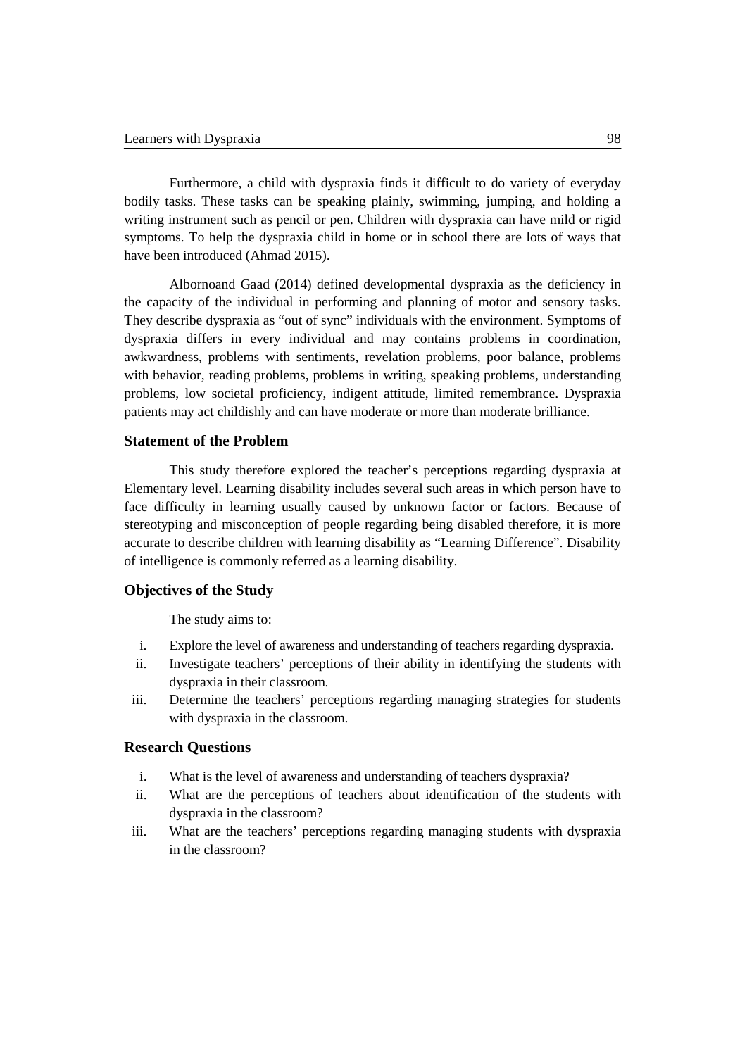Furthermore, a child with dyspraxia finds it difficult to do variety of everyday bodily tasks. These tasks can be speaking plainly, swimming, jumping, and holding a writing instrument such as pencil or pen. Children with dyspraxia can have mild or rigid symptoms. To help the dyspraxia child in home or in school there are lots of ways that have been introduced (Ahmad 2015).

Albornoand Gaad (2014) defined developmental dyspraxia as the deficiency in the capacity of the individual in performing and planning of motor and sensory tasks. They describe dyspraxia as "out of sync" individuals with the environment. Symptoms of dyspraxia differs in every individual and may contains problems in coordination, awkwardness, problems with sentiments, revelation problems, poor balance, problems with behavior, reading problems, problems in writing, speaking problems, understanding problems, low societal proficiency, indigent attitude, limited remembrance. Dyspraxia patients may act childishly and can have moderate or more than moderate brilliance.

## Statement of the Problem

This study therefore explored the teacher's perceptions regarding dyspraxia at Elementary level. Learning disability includes several such areas in which person have to face difficulty in learning usually caused by unknown factor or factors. Because of stereotyping and misconception of people regarding being disabled therefore, it is more accurate to describe children with learning disability as "Learning Difference". Disability of intelligence is commonly referred as a learning disability.

## Objectives of the Study

The study aims to:

i. Explore the level of awareness and understanding of teachers regarding dyspraxia.
ii. Investigate teachers' perceptions of their ability in identifying the students with dyspraxia in their classroom.
iii. Determine the teachers' perceptions regarding managing strategies for students with dyspraxia in the classroom.

## Research Questions

i. What is the level of awareness and understanding of teachers dyspraxia?
ii. What are the perceptions of teachers about identification of the students with dyspraxia in the classroom?
iii. What are the teachers' perceptions regarding managing students with dyspraxia in the classroom?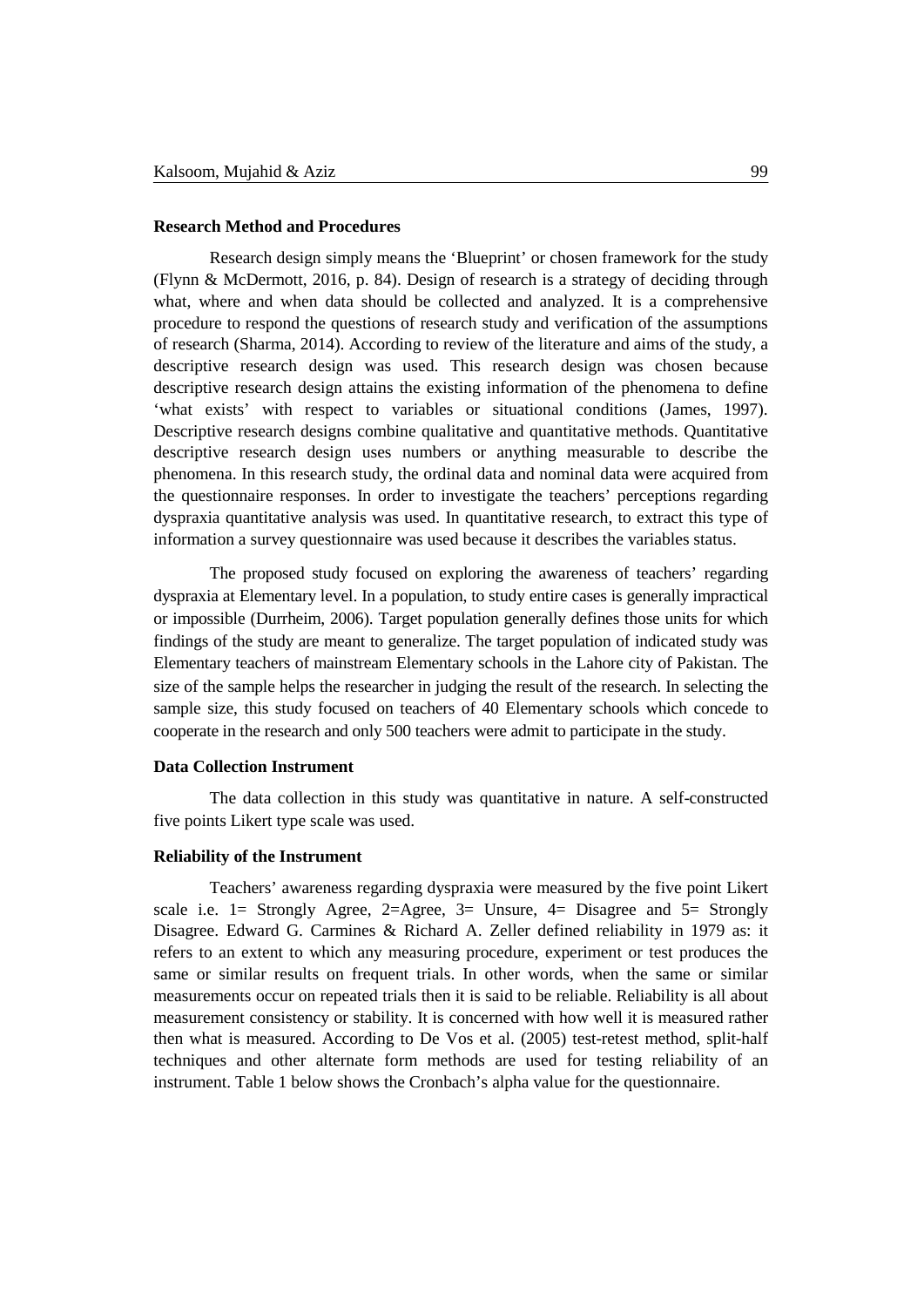## Research Method and Procedures

Research design simply means the 'Blueprint' or chosen framework for the study (Flynn & McDermott, 2016, p. 84). Design of research is a strategy of deciding through what, where and when data should be collected and analyzed. It is a comprehensive procedure to respond the questions of research study and verification of the assumptions of research (Sharma, 2014). According to review of the literature and aims of the study, a descriptive research design was used. This research design was chosen because descriptive research design attains the existing information of the phenomena to define 'what exists' with respect to variables or situational conditions (James, 1997). Descriptive research designs combine qualitative and quantitative methods. Quantitative descriptive research design uses numbers or anything measurable to describe the phenomena. In this research study, the ordinal data and nominal data were acquired from the questionnaire responses. In order to investigate the teachers' perceptions regarding dyspraxia quantitative analysis was used. In quantitative research, to extract this type of information a survey questionnaire was used because it describes the variables status.

The proposed study focused on exploring the awareness of teachers' regarding dyspraxia at Elementary level. In a population, to study entire cases is generally impractical or impossible (Durrheim, 2006). Target population generally defines those units for which findings of the study are meant to generalize. The target population of indicated study was Elementary teachers of mainstream Elementary schools in the Lahore city of Pakistan. The size of the sample helps the researcher in judging the result of the research. In selecting the sample size, this study focused on teachers of 40 Elementary schools which concede to cooperate in the research and only 500 teachers were admit to participate in the study.

## Data Collection Instrument

The data collection in this study was quantitative in nature. A self-constructed five points Likert type scale was used.

## Reliability of the Instrument

Teachers' awareness regarding dyspraxia were measured by the five point Likert scale i.e. 1= Strongly Agree, 2=Agree, 3= Unsure, 4= Disagree and 5= Strongly Disagree. Edward G. Carmines & Richard A. Zeller defined reliability in 1979 as: it refers to an extent to which any measuring procedure, experiment or test produces the same or similar results on frequent trials. In other words, when the same or similar measurements occur on repeated trials then it is said to be reliable. Reliability is all about measurement consistency or stability. It is concerned with how well it is measured rather then what is measured. According to De Vos et al. (2005) test-retest method, split-half techniques and other alternate form methods are used for testing reliability of an instrument. Table 1 below shows the Cronbach's alpha value for the questionnaire.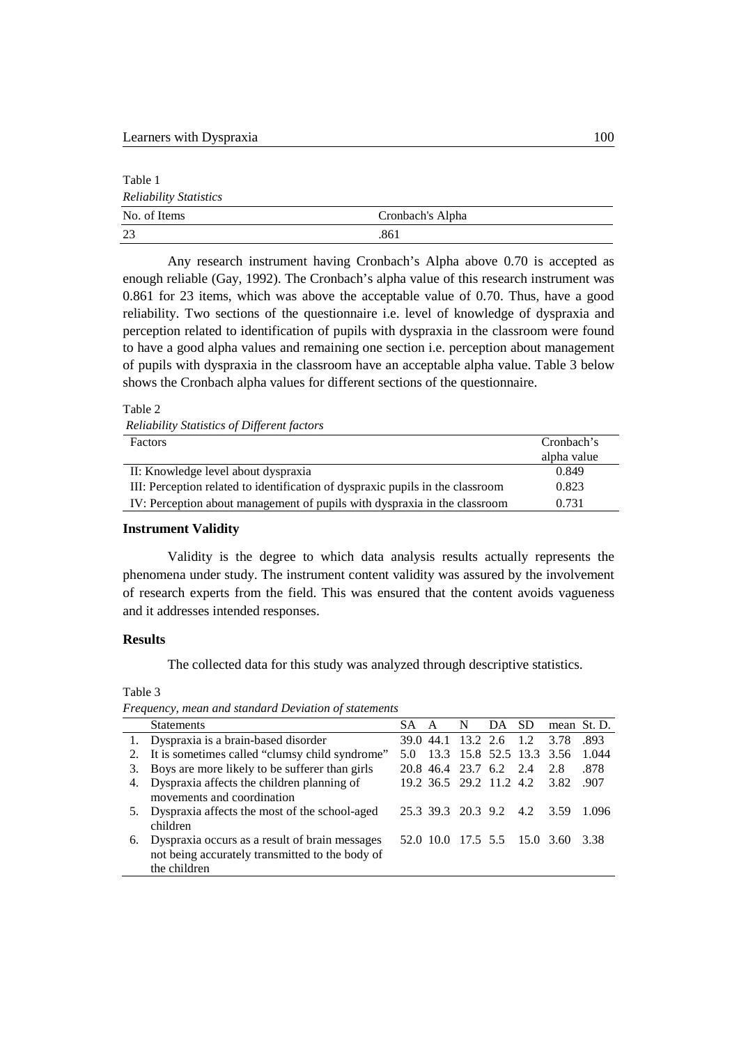Table 1

*Reliability Statistics*

| No. of Items | Cronbach's Alpha |
|---|---|
| 23 | .861 |

Any research instrument having Cronbach's Alpha above 0.70 is accepted as enough reliable (Gay, 1992). The Cronbach's alpha value of this research instrument was 0.861 for 23 items, which was above the acceptable value of 0.70. Thus, have a good reliability. Two sections of the questionnaire i.e. level of knowledge of dyspraxia and perception related to identification of pupils with dyspraxia in the classroom were found to have a good alpha values and remaining one section i.e. perception about management of pupils with dyspraxia in the classroom have an acceptable alpha value. Table 3 below shows the Cronbach alpha values for different sections of the questionnaire.

Table 2

*Reliability Statistics of Different factors*

| Factors | Cronbach's alpha value |
|---|---|
| II: Knowledge level about dyspraxia | 0.849 |
| III: Perception related to identification of dyspraxic pupils in the classroom | 0.823 |
| IV: Perception about management of pupils with dyspraxia in the classroom | 0.731 |

**Instrument Validity**

Validity is the degree to which data analysis results actually represents the phenomena under study. The instrument content validity was assured by the involvement of research experts from the field. This was ensured that the content avoids vagueness and it addresses intended responses.

**Results**

The collected data for this study was analyzed through descriptive statistics.

Table 3

*Frequency, mean and standard Deviation of statements*

| | Statements | SA | A | N | DA | SD | mean | St. D. |
|---|---|---|---|---|---|---|---|---|
| 1. | Dyspraxia is a brain-based disorder | 39.0 | 44.1 | 13.2 | 2.6 | 1.2 | 3.78 | .893 |
| 2. | It is sometimes called "clumsy child syndrome" | 5.0 | 13.3 | 15.8 | 52.5 | 13.3 | 3.56 | 1.044 |
| 3. | Boys are more likely to be sufferer than girls | 20.8 | 46.4 | 23.7 | 6.2 | 2.4 | 2.8 | .878 |
| 4. | Dyspraxia affects the children planning of movements and coordination | 19.2 | 36.5 | 29.2 | 11.2 | 4.2 | 3.82 | .907 |
| 5. | Dyspraxia affects the most of the school-aged children | 25.3 | 39.3 | 20.3 | 9.2 | 4.2 | 3.59 | 1.096 |
| 6. | Dyspraxia occurs as a result of brain messages not being accurately transmitted to the body of the children | 52.0 | 10.0 | 17.5 | 5.5 | 15.0 | 3.60 | 3.38 |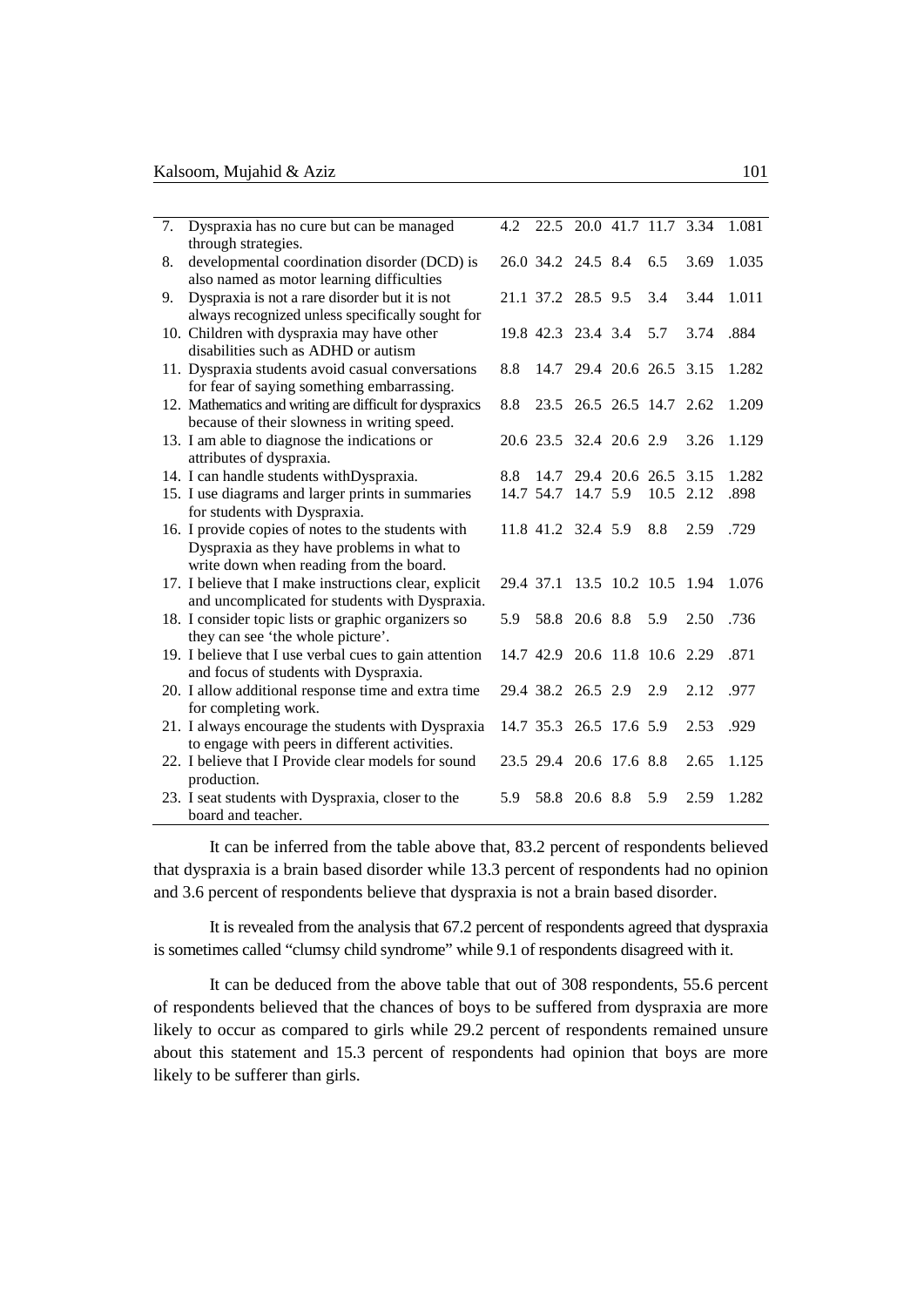| | | | | | | | | |
|---|---|---|---|---|---|---|---|---|
| 7. | Dyspraxia has no cure but can be managed through strategies. | 4.2 | 22.5 | 20.0 | 41.7 | 11.7 | 3.34 | 1.081 |
| 8. | developmental coordination disorder (DCD) is also named as motor learning difficulties | 26.0 | 34.2 | 24.5 | 8.4 | 6.5 | 3.69 | 1.035 |
| 9. | Dyspraxia is not a rare disorder but it is not always recognized unless specifically sought for | 21.1 | 37.2 | 28.5 | 9.5 | 3.4 | 3.44 | 1.011 |
| 10. | Children with dyspraxia may have other disabilities such as ADHD or autism | 19.8 | 42.3 | 23.4 | 3.4 | 5.7 | 3.74 | .884 |
| 11. | Dyspraxia students avoid casual conversations for fear of saying something embarrassing. | 8.8 | 14.7 | 29.4 | 20.6 | 26.5 | 3.15 | 1.282 |
| 12. | Mathematics and writing are difficult for dyspraxics because of their slowness in writing speed. | 8.8 | 23.5 | 26.5 | 26.5 | 14.7 | 2.62 | 1.209 |
| 13. | I am able to diagnose the indications or attributes of dyspraxia. | 20.6 | 23.5 | 32.4 | 20.6 | 2.9 | 3.26 | 1.129 |
| 14. | I can handle students withDyspraxia. | 8.8 | 14.7 | 29.4 | 20.6 | 26.5 | 3.15 | 1.282 |
| 15. | I use diagrams and larger prints in summaries for students with Dyspraxia. | 14.7 | 54.7 | 14.7 | 5.9 | 10.5 | 2.12 | .898 |
| 16. | I provide copies of notes to the students with Dyspraxia as they have problems in what to write down when reading from the board. | 11.8 | 41.2 | 32.4 | 5.9 | 8.8 | 2.59 | .729 |
| 17. | I believe that I make instructions clear, explicit and uncomplicated for students with Dyspraxia. | 29.4 | 37.1 | 13.5 | 10.2 | 10.5 | 1.94 | 1.076 |
| 18. | I consider topic lists or graphic organizers so they can see 'the whole picture'. | 5.9 | 58.8 | 20.6 | 8.8 | 5.9 | 2.50 | .736 |
| 19. | I believe that I use verbal cues to gain attention and focus of students with Dyspraxia. | 14.7 | 42.9 | 20.6 | 11.8 | 10.6 | 2.29 | .871 |
| 20. | I allow additional response time and extra time for completing work. | 29.4 | 38.2 | 26.5 | 2.9 | 2.9 | 2.12 | .977 |
| 21. | I always encourage the students with Dyspraxia to engage with peers in different activities. | 14.7 | 35.3 | 26.5 | 17.6 | 5.9 | 2.53 | .929 |
| 22. | I believe that I Provide clear models for sound production. | 23.5 | 29.4 | 20.6 | 17.6 | 8.8 | 2.65 | 1.125 |
| 23. | I seat students with Dyspraxia, closer to the board and teacher. | 5.9 | 58.8 | 20.6 | 8.8 | 5.9 | 2.59 | 1.282 |

It can be inferred from the table above that, 83.2 percent of respondents believed that dyspraxia is a brain based disorder while 13.3 percent of respondents had no opinion and 3.6 percent of respondents believe that dyspraxia is not a brain based disorder.

It is revealed from the analysis that 67.2 percent of respondents agreed that dyspraxia is sometimes called "clumsy child syndrome" while 9.1 of respondents disagreed with it.

It can be deduced from the above table that out of 308 respondents, 55.6 percent of respondents believed that the chances of boys to be suffered from dyspraxia are more likely to occur as compared to girls while 29.2 percent of respondents remained unsure about this statement and 15.3 percent of respondents had opinion that boys are more likely to be sufferer than girls.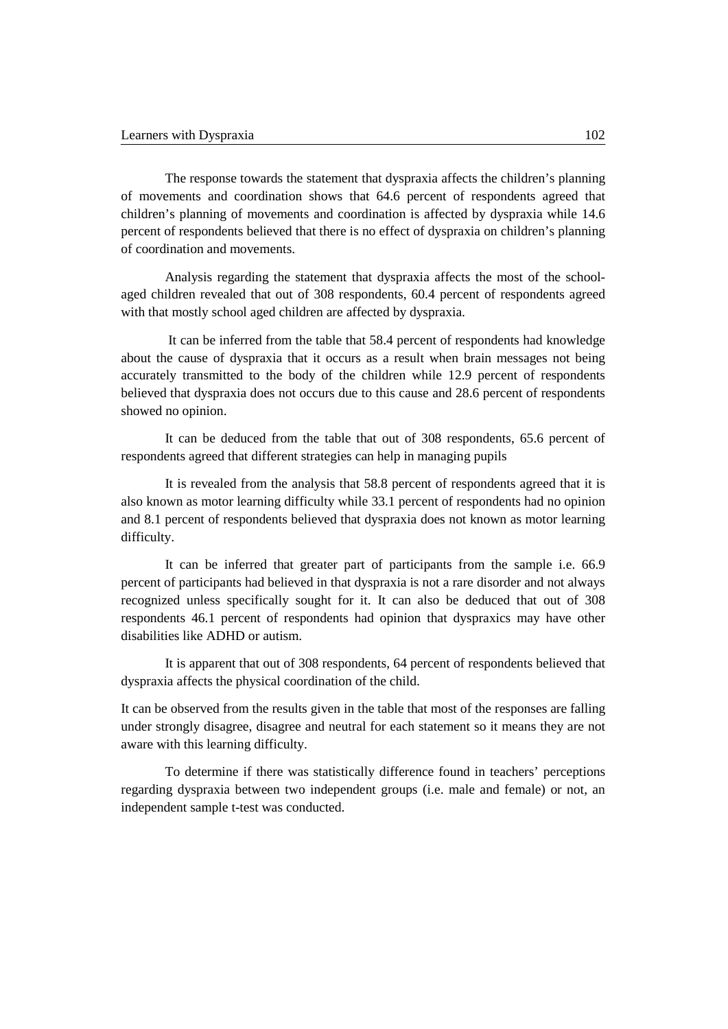The response towards the statement that dyspraxia affects the children's planning of movements and coordination shows that 64.6 percent of respondents agreed that children's planning of movements and coordination is affected by dyspraxia while 14.6 percent of respondents believed that there is no effect of dyspraxia on children's planning of coordination and movements.

Analysis regarding the statement that dyspraxia affects the most of the school-aged children revealed that out of 308 respondents, 60.4 percent of respondents agreed with that mostly school aged children are affected by dyspraxia.

It can be inferred from the table that 58.4 percent of respondents had knowledge about the cause of dyspraxia that it occurs as a result when brain messages not being accurately transmitted to the body of the children while 12.9 percent of respondents believed that dyspraxia does not occurs due to this cause and 28.6 percent of respondents showed no opinion.

It can be deduced from the table that out of 308 respondents, 65.6 percent of respondents agreed that different strategies can help in managing pupils

It is revealed from the analysis that 58.8 percent of respondents agreed that it is also known as motor learning difficulty while 33.1 percent of respondents had no opinion and 8.1 percent of respondents believed that dyspraxia does not known as motor learning difficulty.

It can be inferred that greater part of participants from the sample i.e. 66.9 percent of participants had believed in that dyspraxia is not a rare disorder and not always recognized unless specifically sought for it. It can also be deduced that out of 308 respondents 46.1 percent of respondents had opinion that dyspraxics may have other disabilities like ADHD or autism.

It is apparent that out of 308 respondents, 64 percent of respondents believed that dyspraxia affects the physical coordination of the child.

It can be observed from the results given in the table that most of the responses are falling under strongly disagree, disagree and neutral for each statement so it means they are not aware with this learning difficulty.

To determine if there was statistically difference found in teachers' perceptions regarding dyspraxia between two independent groups (i.e. male and female) or not, an independent sample t-test was conducted.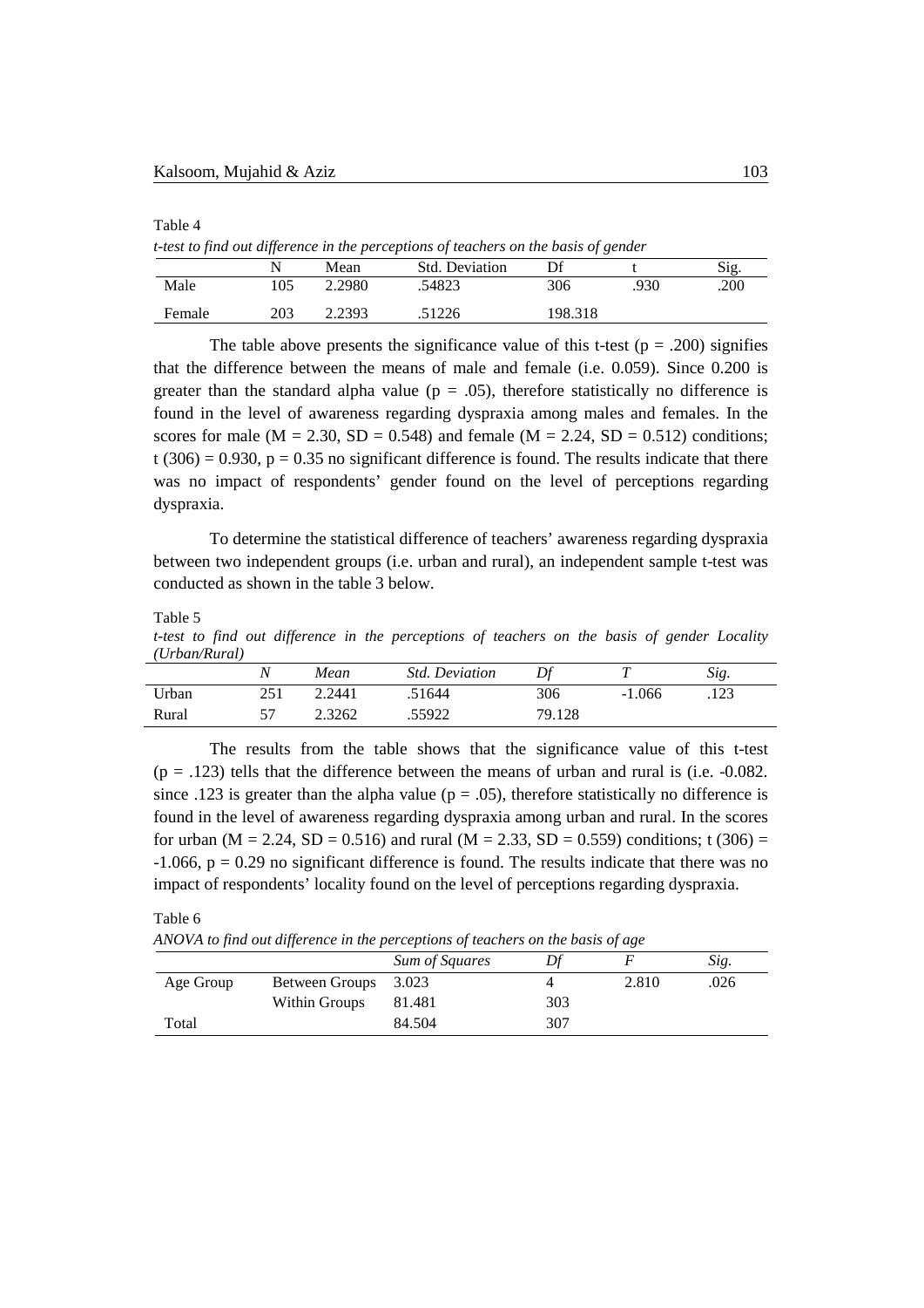Table 4

*t-test to find out difference in the perceptions of teachers on the basis of gender*

| | N | Mean | Std. Deviation | Df | t | Sig. |
|---|---|---|---|---|---|---|
| Male | 105 | 2.2980 | .54823 | 306 | .930 | .200 |
| Female | 203 | 2.2393 | .51226 | 198.318 | | |

The table above presents the significance value of this t-test (p = .200) signifies that the difference between the means of male and female (i.e. 0.059). Since 0.200 is greater than the standard alpha value (p = .05), therefore statistically no difference is found in the level of awareness regarding dyspraxia among males and females. In the scores for male (M = 2.30, SD = 0.548) and female (M = 2.24, SD = 0.512) conditions; t (306) = 0.930, p = 0.35 no significant difference is found. The results indicate that there was no impact of respondents' gender found on the level of perceptions regarding dyspraxia.

To determine the statistical difference of teachers' awareness regarding dyspraxia between two independent groups (i.e. urban and rural), an independent sample t-test was conducted as shown in the table 3 below.

Table 5

*t-test to find out difference in the perceptions of teachers on the basis of gender Locality (Urban/Rural)*

| | *N* | *Mean* | *Std. Deviation* | *Df* | *T* | *Sig.* |
|---|---|---|---|---|---|---|
| Urban | 251 | 2.2441 | .51644 | 306 | -1.066 | .123 |
| Rural | 57 | 2.3262 | .55922 | 79.128 | | |

The results from the table shows that the significance value of this t-test (p = .123) tells that the difference between the means of urban and rural is (i.e. -0.082. since .123 is greater than the alpha value (p = .05), therefore statistically no difference is found in the level of awareness regarding dyspraxia among urban and rural. In the scores for urban (M = 2.24, SD = 0.516) and rural (M = 2.33, SD = 0.559) conditions; t (306) = -1.066, p = 0.29 no significant difference is found. The results indicate that there was no impact of respondents' locality found on the level of perceptions regarding dyspraxia.

Table 6

*ANOVA to find out difference in the perceptions of teachers on the basis of age*

| | | *Sum of Squares* | *Df* | *F* | *Sig.* |
|---|---|---|---|---|---|
| Age Group | Between Groups | 3.023 | 4 | 2.810 | .026 |
| | Within Groups | 81.481 | 303 | | |
| Total | | 84.504 | 307 | | |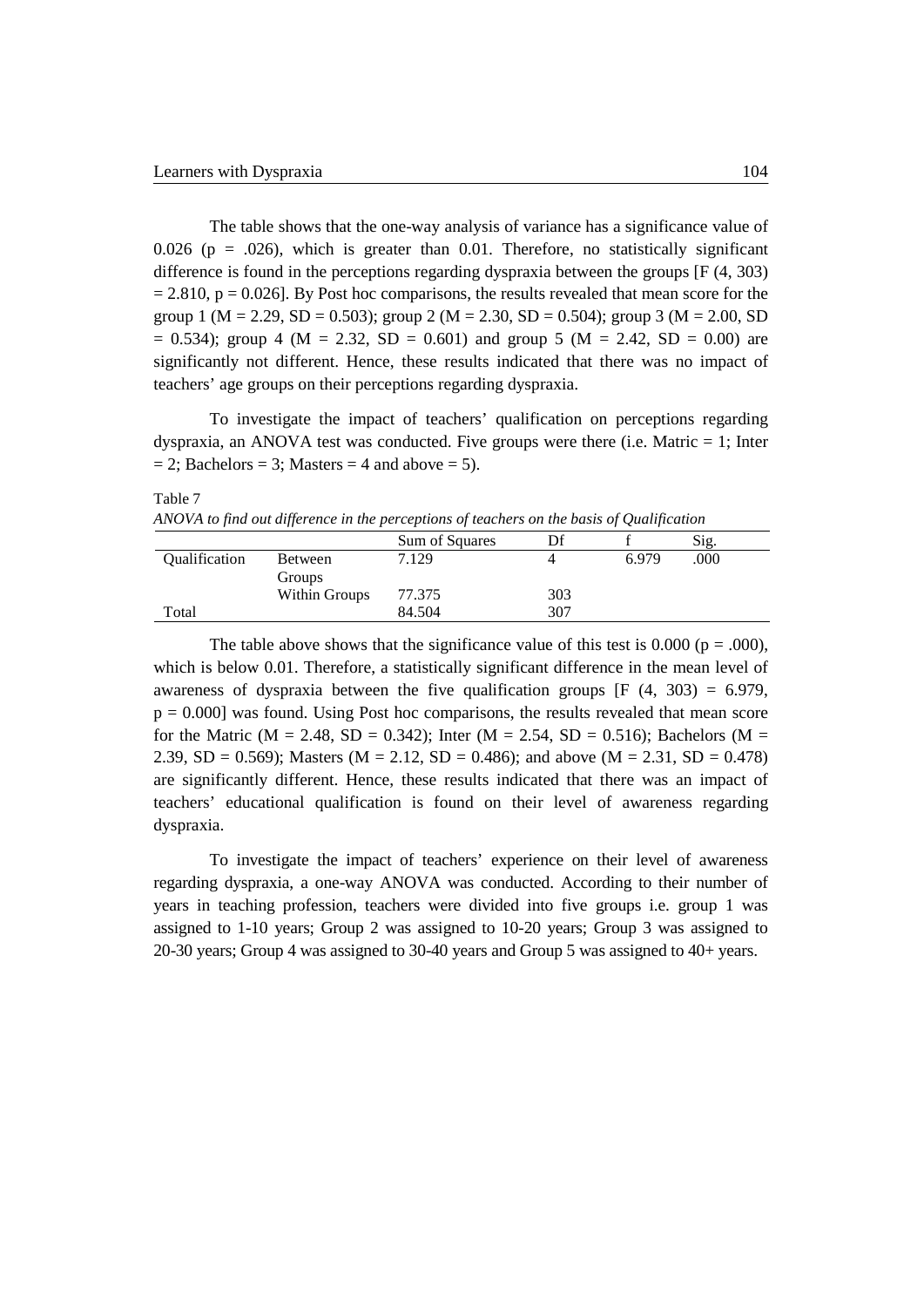The table shows that the one-way analysis of variance has a significance value of 0.026 ($p = .026$), which is greater than 0.01. Therefore, no statistically significant difference is found in the perceptions regarding dyspraxia between the groups [$F (4, 303) = 2.810$, $p = 0.026$]. By Post hoc comparisons, the results revealed that mean score for the group 1 ($M = 2.29$, $SD = 0.503$); group 2 ($M = 2.30$, $SD = 0.504$); group 3 ($M = 2.00$, $SD = 0.534$); group 4 ($M = 2.32$, $SD = 0.601$) and group 5 ($M = 2.42$, $SD = 0.00$) are significantly not different. Hence, these results indicated that there was no impact of teachers' age groups on their perceptions regarding dyspraxia.

To investigate the impact of teachers' qualification on perceptions regarding dyspraxia, an ANOVA test was conducted. Five groups were there (i.e. Matric = 1; Inter = 2; Bachelors = 3; Masters = 4 and above = 5).

Table 7

*ANOVA to find out difference in the perceptions of teachers on the basis of Qualification*

| | | Sum of Squares | Df | f | Sig. |
|---|---|---|---|---|---|
| Qualification | Between Groups | 7.129 | 4 | 6.979 | .000 |
| | Within Groups | 77.375 | 303 | | |
| Total | | 84.504 | 307 | | |

The table above shows that the significance value of this test is 0.000 ($p = .000$), which is below 0.01. Therefore, a statistically significant difference in the mean level of awareness of dyspraxia between the five qualification groups [$F (4, 303) = 6.979$, $p = 0.000$] was found. Using Post hoc comparisons, the results revealed that mean score for the Matric ($M = 2.48$, $SD = 0.342$); Inter ($M = 2.54$, $SD = 0.516$); Bachelors ($M = 2.39$, $SD = 0.569$); Masters ($M = 2.12$, $SD = 0.486$); and above ($M = 2.31$, $SD = 0.478$) are significantly different. Hence, these results indicated that there was an impact of teachers' educational qualification is found on their level of awareness regarding dyspraxia.

To investigate the impact of teachers' experience on their level of awareness regarding dyspraxia, a one-way ANOVA was conducted. According to their number of years in teaching profession, teachers were divided into five groups i.e. group 1 was assigned to 1-10 years; Group 2 was assigned to 10-20 years; Group 3 was assigned to 20-30 years; Group 4 was assigned to 30-40 years and Group 5 was assigned to 40+ years.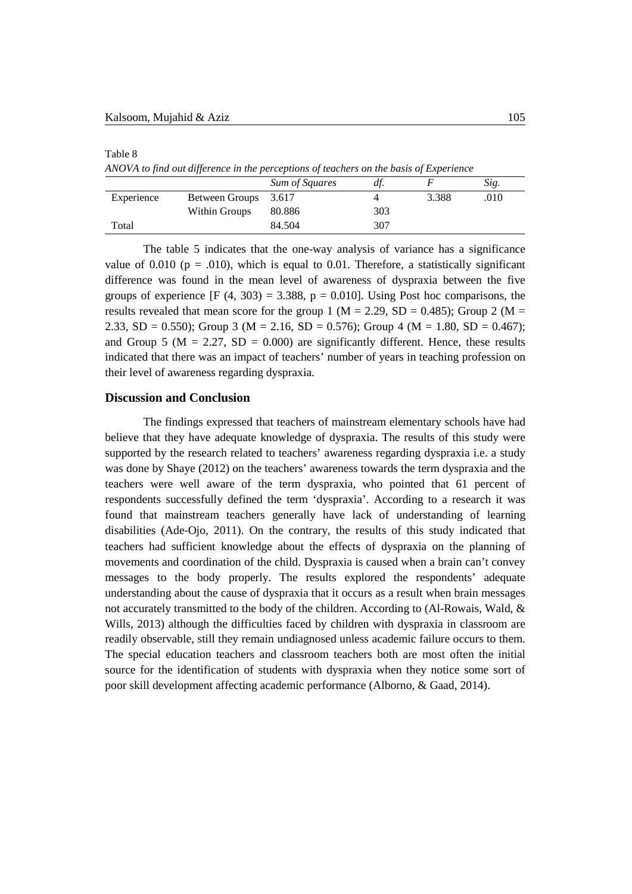Table 8

*ANOVA to find out difference in the perceptions of teachers on the basis of Experience*

| | | *Sum of Squares* | *df.* | *F* | *Sig.* |
|---|---|---|---|---|---|
| Experience | Between Groups | 3.617 | 4 | 3.388 | .010 |
| | Within Groups | 80.886 | 303 | | |
| Total | | 84.504 | 307 | | |

The table 5 indicates that the one-way analysis of variance has a significance value of 0.010 ($p = .010$), which is equal to 0.01. Therefore, a statistically significant difference was found in the mean level of awareness of dyspraxia between the five groups of experience [$F(4, 303) = 3.388$, $p = 0.010$]. Using Post hoc comparisons, the results revealed that mean score for the group 1 ($M = 2.29$, $SD = 0.485$); Group 2 ($M = 2.33$, $SD = 0.550$); Group 3 ($M = 2.16$, $SD = 0.576$); Group 4 ($M = 1.80$, $SD = 0.467$); and Group 5 ($M = 2.27$, $SD = 0.000$) are significantly different. Hence, these results indicated that there was an impact of teachers' number of years in teaching profession on their level of awareness regarding dyspraxia.

## Discussion and Conclusion

The findings expressed that teachers of mainstream elementary schools have had believe that they have adequate knowledge of dyspraxia. The results of this study were supported by the research related to teachers' awareness regarding dyspraxia i.e. a study was done by Shaye (2012) on the teachers' awareness towards the term dyspraxia and the teachers were well aware of the term dyspraxia, who pointed that 61 percent of respondents successfully defined the term 'dyspraxia'. According to a research it was found that mainstream teachers generally have lack of understanding of learning disabilities (Ade-Ojo, 2011). On the contrary, the results of this study indicated that teachers had sufficient knowledge about the effects of dyspraxia on the planning of movements and coordination of the child. Dyspraxia is caused when a brain can't convey messages to the body properly. The results explored the respondents' adequate understanding about the cause of dyspraxia that it occurs as a result when brain messages not accurately transmitted to the body of the children. According to (Al-Rowais, Wald, & Wills, 2013) although the difficulties faced by children with dyspraxia in classroom are readily observable, still they remain undiagnosed unless academic failure occurs to them. The special education teachers and classroom teachers both are most often the initial source for the identification of students with dyspraxia when they notice some sort of poor skill development affecting academic performance (Alborno, & Gaad, 2014).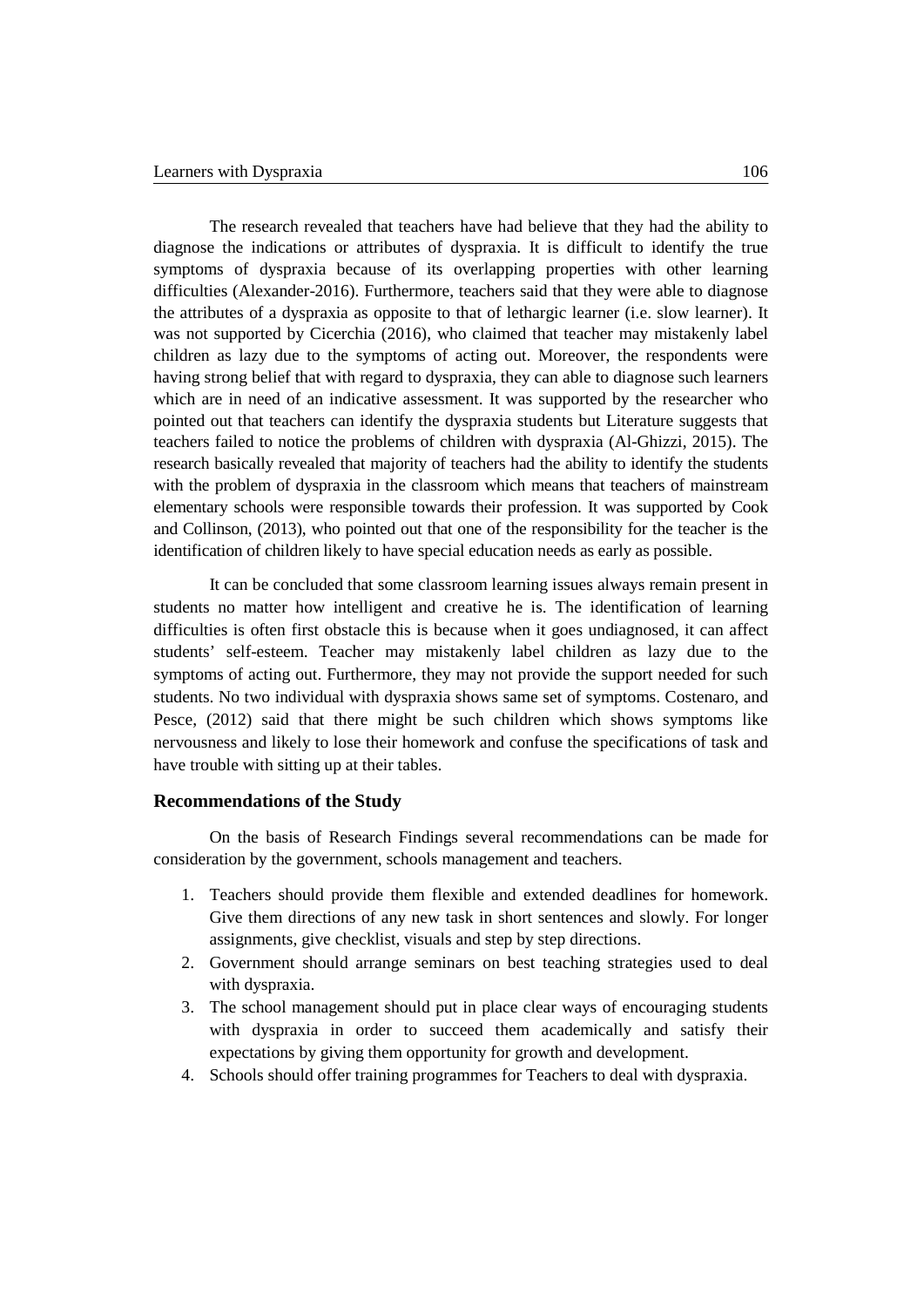The research revealed that teachers have had believe that they had the ability to diagnose the indications or attributes of dyspraxia. It is difficult to identify the true symptoms of dyspraxia because of its overlapping properties with other learning difficulties (Alexander-2016). Furthermore, teachers said that they were able to diagnose the attributes of a dyspraxia as opposite to that of lethargic learner (i.e. slow learner). It was not supported by Cicerchia (2016), who claimed that teacher may mistakenly label children as lazy due to the symptoms of acting out. Moreover, the respondents were having strong belief that with regard to dyspraxia, they can able to diagnose such learners which are in need of an indicative assessment. It was supported by the researcher who pointed out that teachers can identify the dyspraxia students but Literature suggests that teachers failed to notice the problems of children with dyspraxia (Al-Ghizzi, 2015). The research basically revealed that majority of teachers had the ability to identify the students with the problem of dyspraxia in the classroom which means that teachers of mainstream elementary schools were responsible towards their profession. It was supported by Cook and Collinson, (2013), who pointed out that one of the responsibility for the teacher is the identification of children likely to have special education needs as early as possible.

It can be concluded that some classroom learning issues always remain present in students no matter how intelligent and creative he is. The identification of learning difficulties is often first obstacle this is because when it goes undiagnosed, it can affect students' self-esteem. Teacher may mistakenly label children as lazy due to the symptoms of acting out. Furthermore, they may not provide the support needed for such students. No two individual with dyspraxia shows same set of symptoms. Costenaro, and Pesce, (2012) said that there might be such children which shows symptoms like nervousness and likely to lose their homework and confuse the specifications of task and have trouble with sitting up at their tables.

## Recommendations of the Study

On the basis of Research Findings several recommendations can be made for consideration by the government, schools management and teachers.

1. Teachers should provide them flexible and extended deadlines for homework. Give them directions of any new task in short sentences and slowly. For longer assignments, give checklist, visuals and step by step directions.
2. Government should arrange seminars on best teaching strategies used to deal with dyspraxia.
3. The school management should put in place clear ways of encouraging students with dyspraxia in order to succeed them academically and satisfy their expectations by giving them opportunity for growth and development.
4. Schools should offer training programmes for Teachers to deal with dyspraxia.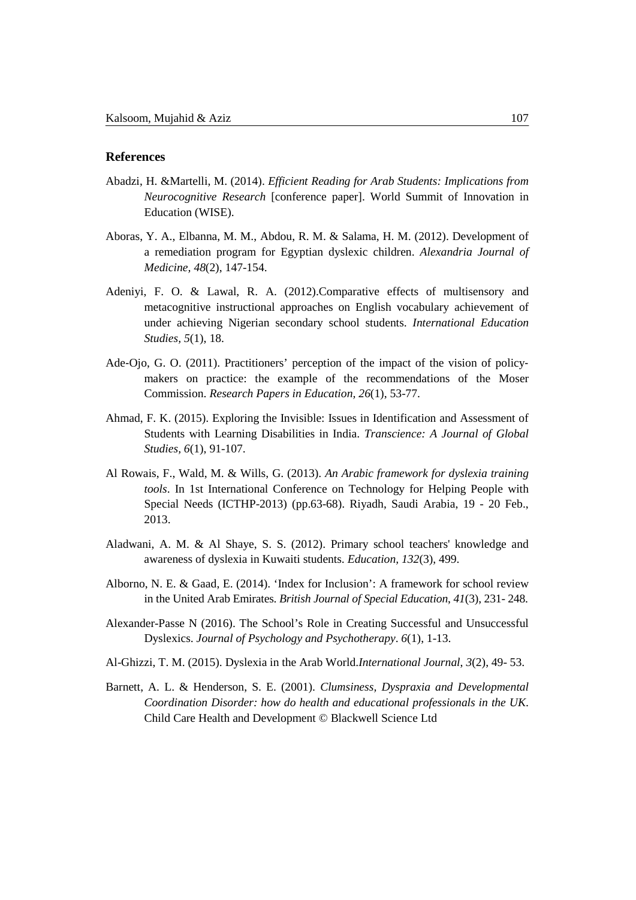## References

Abadzi, H. &Martelli, M. (2014). *Efficient Reading for Arab Students: Implications from Neurocognitive Research* [conference paper]. World Summit of Innovation in Education (WISE).

Aboras, Y. A., Elbanna, M. M., Abdou, R. M. & Salama, H. M. (2012). Development of a remediation program for Egyptian dyslexic children. *Alexandria Journal of Medicine, 48*(2), 147-154.

Adeniyi, F. O. & Lawal, R. A. (2012).Comparative effects of multisensory and metacognitive instructional approaches on English vocabulary achievement of under achieving Nigerian secondary school students. *International Education Studies*, *5*(1), 18.

Ade-Ojo, G. O. (2011). Practitioners' perception of the impact of the vision of policy-makers on practice: the example of the recommendations of the Moser Commission. *Research Papers in Education*, *26*(1), 53-77.

Ahmad, F. K. (2015). Exploring the Invisible: Issues in Identification and Assessment of Students with Learning Disabilities in India. *Transcience: A Journal of Global Studies*, *6*(1), 91-107.

Al Rowais, F., Wald, M. & Wills, G. (2013). *An Arabic framework for dyslexia training tools*. In 1st International Conference on Technology for Helping People with Special Needs (ICTHP-2013) (pp.63-68). Riyadh, Saudi Arabia, 19 - 20 Feb., 2013.

Aladwani, A. M. & Al Shaye, S. S. (2012). Primary school teachers' knowledge and awareness of dyslexia in Kuwaiti students. *Education*, *132*(3), 499.

Alborno, N. E. & Gaad, E. (2014). 'Index for Inclusion': A framework for school review in the United Arab Emirates. *British Journal of Special Education*, *41*(3), 231- 248.

Alexander-Passe N (2016). The School's Role in Creating Successful and Unsuccessful Dyslexics. *Journal of Psychology and Psychotherapy*. *6*(1), 1-13.

Al-Ghizzi, T. M. (2015). Dyslexia in the Arab World.*International Journal*, *3*(2), 49- 53.

Barnett, A. L. & Henderson, S. E. (2001). *Clumsiness, Dyspraxia and Developmental Coordination Disorder: how do health and educational professionals in the UK*. Child Care Health and Development © Blackwell Science Ltd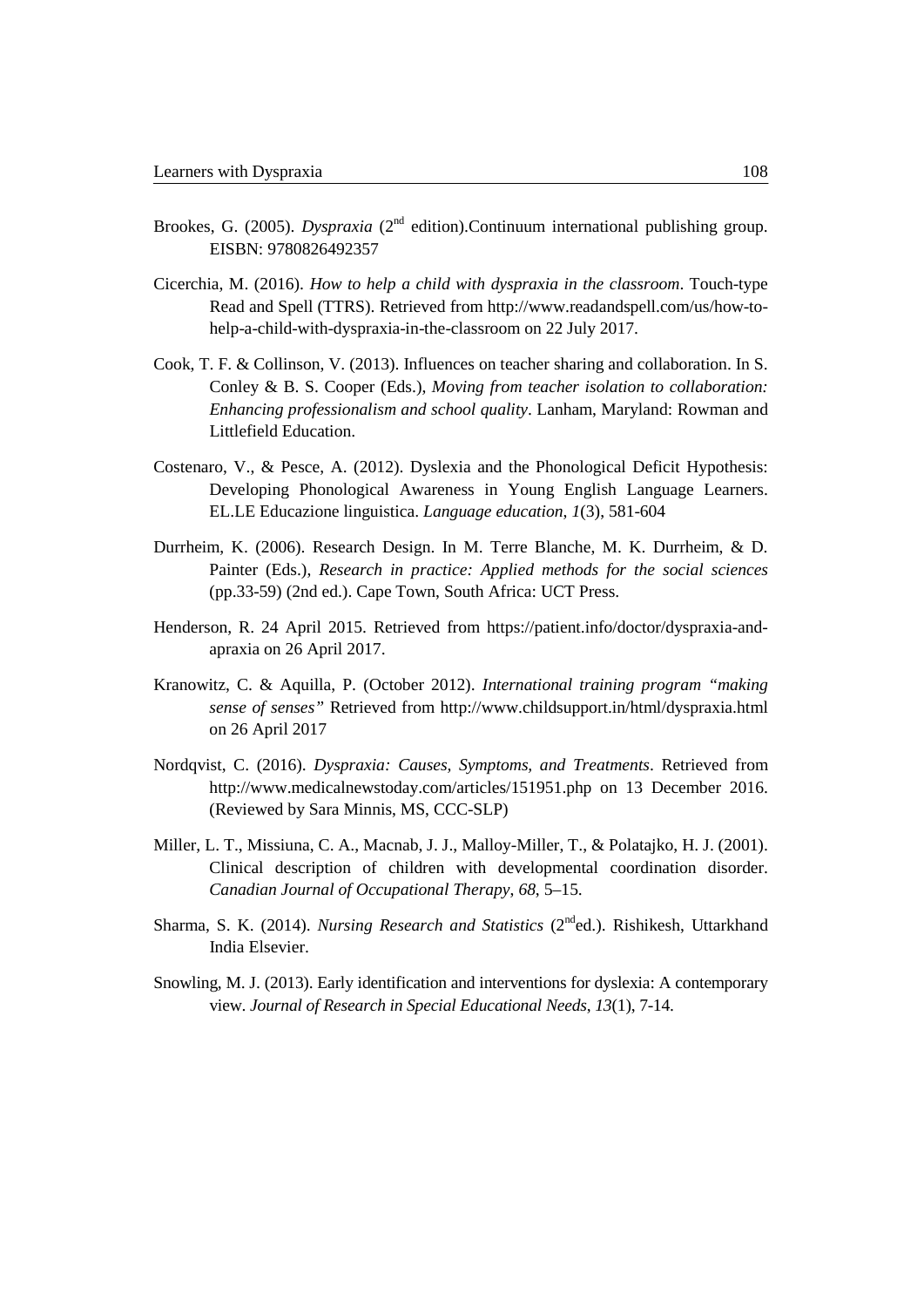Brookes, G. (2005). *Dyspraxia* (2nd edition).Continuum international publishing group. EISBN: 9780826492357

Cicerchia, M. (2016). *How to help a child with dyspraxia in the classroom*. Touch-type Read and Spell (TTRS). Retrieved from http://www.readandspell.com/us/how-to-help-a-child-with-dyspraxia-in-the-classroom on 22 July 2017.

Cook, T. F. & Collinson, V. (2013). Influences on teacher sharing and collaboration. In S. Conley & B. S. Cooper (Eds.), *Moving from teacher isolation to collaboration: Enhancing professionalism and school quality*. Lanham, Maryland: Rowman and Littlefield Education.

Costenaro, V., & Pesce, A. (2012). Dyslexia and the Phonological Deficit Hypothesis: Developing Phonological Awareness in Young English Language Learners. EL.LE Educazione linguistica. *Language education*, *1*(3), 581-604

Durrheim, K. (2006). Research Design. In M. Terre Blanche, M. K. Durrheim, & D. Painter (Eds.), *Research in practice: Applied methods for the social sciences* (pp.33-59) (2nd ed.). Cape Town, South Africa: UCT Press.

Henderson, R. 24 April 2015. Retrieved from https://patient.info/doctor/dyspraxia-and-apraxia on 26 April 2017.

Kranowitz, C. & Aquilla, P. (October 2012). *International training program "making sense of senses"* Retrieved from http://www.childsupport.in/html/dyspraxia.html on 26 April 2017

Nordqvist, C. (2016). *Dyspraxia: Causes, Symptoms, and Treatments*. Retrieved from http://www.medicalnewstoday.com/articles/151951.php on 13 December 2016. (Reviewed by Sara Minnis, MS, CCC-SLP)

Miller, L. T., Missiuna, C. A., Macnab, J. J., Malloy-Miller, T., & Polatajko, H. J. (2001). Clinical description of children with developmental coordination disorder. *Canadian Journal of Occupational Therapy*, *68*, 5–15.

Sharma, S. K. (2014). *Nursing Research and Statistics* (2nd ed.). Rishikesh, Uttarkhand India Elsevier.

Snowling, M. J. (2013). Early identification and interventions for dyslexia: A contemporary view. *Journal of Research in Special Educational Needs*, *13*(1), 7-14.